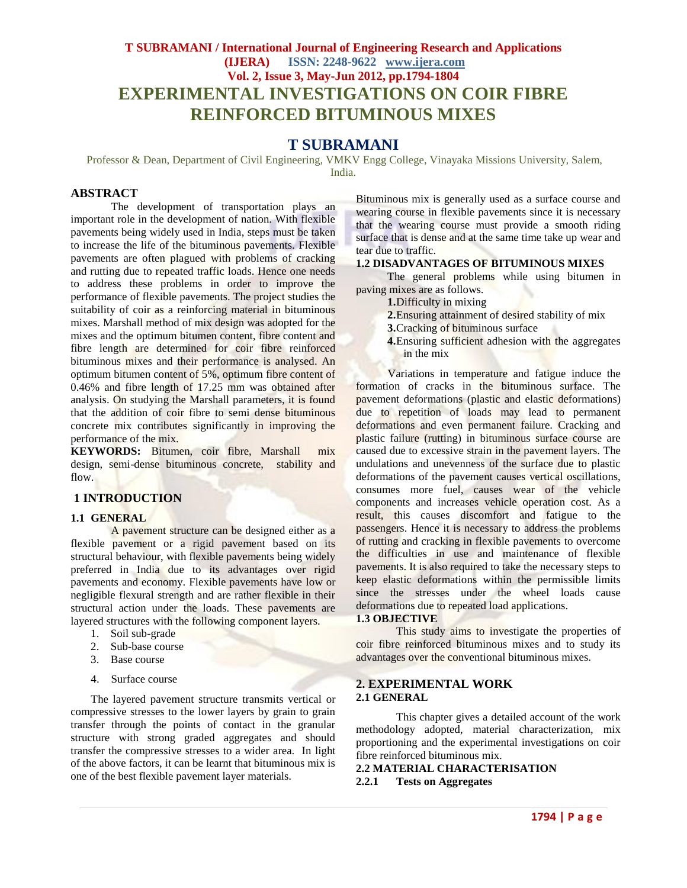# EXPERIMENTAL INVESTIGATIONS ON COIR FIBRE REINFORCED BITUMINOUS MIXES

## T SUBRAMANI

Professor & Dean, Department of Civil Engineering, VMKV Engg College, Vinayaka Missions University, Salem, India.

## ABSTRACT

The development of transportation plays an important role in the development of nation. With flexible pavements being widely used in India, steps must be taken to increase the life of the bituminous pavements. Flexible pavements are often plagued with problems of cracking and rutting due to repeated traffic loads. Hence one needs to address these problems in order to improve the performance of flexible pavements. The project studies the suitability of coir as a reinforcing material in bituminous mixes. Marshall method of mix design was adopted for the mixes and the optimum bitumen content, fibre content and fibre length are determined for coir fibre reinforced bituminous mixes and their performance is analysed. An optimum bitumen content of 5%, optimum fibre content of 0.46% and fibre length of 17.25 mm was obtained after analysis. On studying the Marshall parameters, it is found that the addition of coir fibre to semi dense bituminous concrete mix contributes significantly in improving the performance of the mix.

**KEYWORDS:** Bitumen, coir fibre, Marshall mix design, semi-dense bituminous concrete, stability and flow.

## 1 INTRODUCTION

### 1.1 GENERAL

A pavement structure can be designed either as a flexible pavement or a rigid pavement based on its structural behaviour, with flexible pavements being widely preferred in India due to its advantages over rigid pavements and economy. Flexible pavements have low or negligible flexural strength and are rather flexible in their structural action under the loads. These pavements are layered structures with the following component layers.

1. Soil sub-grade
2. Sub-base course
3. Base course
4. Surface course

The layered pavement structure transmits vertical or compressive stresses to the lower layers by grain to grain transfer through the points of contact in the granular structure with strong graded aggregates and should transfer the compressive stresses to a wider area. In light of the above factors, it can be learnt that bituminous mix is one of the best flexible pavement layer materials.

Bituminous mix is generally used as a surface course and wearing course in flexible pavements since it is necessary that the wearing course must provide a smooth riding surface that is dense and at the same time take up wear and tear due to traffic.

### 1.2 DISADVANTAGES OF BITUMINOUS MIXES

The general problems while using bitumen in paving mixes are as follows.

1. Difficulty in mixing
2. Ensuring attainment of desired stability of mix
3. Cracking of bituminous surface
4. Ensuring sufficient adhesion with the aggregates in the mix

Variations in temperature and fatigue induce the formation of cracks in the bituminous surface. The pavement deformations (plastic and elastic deformations) due to repetition of loads may lead to permanent deformations and even permanent failure. Cracking and plastic failure (rutting) in bituminous surface course are caused due to excessive strain in the pavement layers. The undulations and unevenness of the surface due to plastic deformations of the pavement causes vertical oscillations, consumes more fuel, causes wear of the vehicle components and increases vehicle operation cost. As a result, this causes discomfort and fatigue to the passengers. Hence it is necessary to address the problems of rutting and cracking in flexible pavements to overcome the difficulties in use and maintenance of flexible pavements. It is also required to take the necessary steps to keep elastic deformations within the permissible limits since the stresses under the wheel loads cause deformations due to repeated load applications.

### 1.3 OBJECTIVE

This study aims to investigate the properties of coir fibre reinforced bituminous mixes and to study its advantages over the conventional bituminous mixes.

## 2. EXPERIMENTAL WORK

### 2.1 GENERAL

This chapter gives a detailed account of the work methodology adopted, material characterization, mix proportioning and the experimental investigations on coir fibre reinforced bituminous mix.

### 2.2 MATERIAL CHARACTERISATION

#### 2.2.1 Tests on Aggregates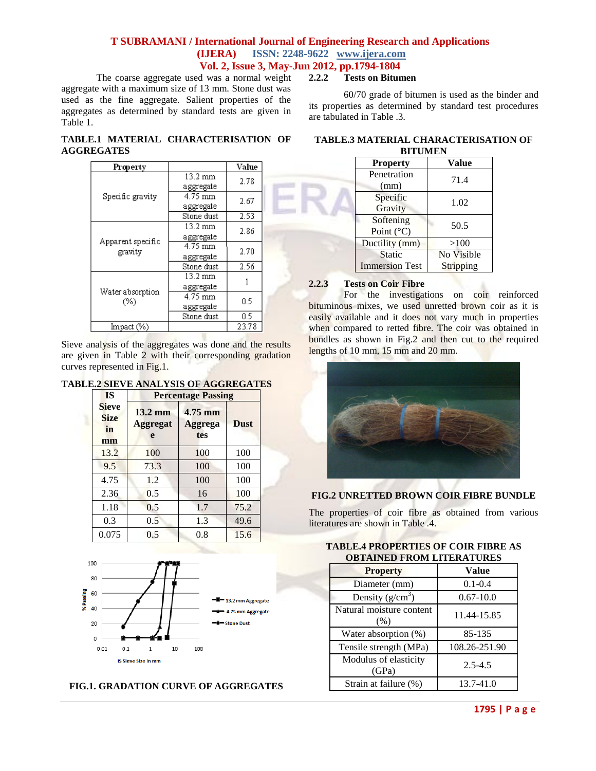The coarse aggregate used was a normal weight aggregate with a maximum size of 13 mm. Stone dust was used as the fine aggregate. Salient properties of the aggregates as determined by standard tests are given in Table 1.

**TABLE.1 MATERIAL CHARACTERISATION OF AGGREGATES**

| Property | | Value |
|---|---|---|
| Specific gravity | 13.2 mm aggregate | 2.78 |
| | 4.75 mm aggregate | 2.67 |
| | Stone dust | 2.53 |
| Apparent specific gravity | 13.2 mm aggregate | 2.86 |
| | 4.75 mm aggregate | 2.70 |
| | Stone dust | 2.56 |
| Water absorption (%) | 13.2 mm aggregate | 1 |
| | 4.75 mm aggregate | 0.5 |
| | Stone dust | 0.5 |
| Impact (%) | | 23.78 |

Sieve analysis of the aggregates was done and the results are given in Table 2 with their corresponding gradation curves represented in Fig.1.

**TABLE.2 SIEVE ANALYSIS OF AGGREGATES**

| IS Sieve Size in mm | Percentage Passing | | |
|---|---|---|---|
| | 13.2 mm Aggregate | 4.75 mm Aggregates | Dust |
| 13.2 | 100 | 100 | 100 |
| 9.5 | 73.3 | 100 | 100 |
| 4.75 | 1.2 | 100 | 100 |
| 2.36 | 0.5 | 16 | 100 |
| 1.18 | 0.5 | 1.7 | 75.2 |
| 0.3 | 0.5 | 1.3 | 49.6 |
| 0.075 | 0.5 | 0.8 | 15.6 |

**FIG.1. GRADATION CURVE OF AGGREGATES**

### 2.2.2 Tests on Bitumen

60/70 grade of bitumen is used as the binder and its properties as determined by standard test procedures are tabulated in Table .3.

**TABLE.3 MATERIAL CHARACTERISATION OF BITUMEN**

| Property | Value |
|---|---|
| Penetration (mm) | 71.4 |
| Specific Gravity | 1.02 |
| Softening Point (°C) | 50.5 |
| Ductility (mm) | >100 |
| Static Immersion Test | No Visible Stripping |

### 2.2.3 Tests on Coir Fibre

For the investigations on coir reinforced bituminous mixes, we used unretted brown coir as it is easily available and it does not vary much in properties when compared to retted fibre. The coir was obtained in bundles as shown in Fig.2 and then cut to the required lengths of 10 mm, 15 mm and 20 mm.

**FIG.2 UNRETTED BROWN COIR FIBRE BUNDLE**

The properties of coir fibre as obtained from various literatures are shown in Table .4.

**TABLE.4 PROPERTIES OF COIR FIBRE AS OBTAINED FROM LITERATURES**

| Property | Value |
|---|---|
| Diameter (mm) | 0.1-0.4 |
| Density ($g/cm^3$) | 0.67-10.0 |
| Natural moisture content (%) | 11.44-15.85 |
| Water absorption (%) | 85-135 |
| Tensile strength (MPa) | 108.26-251.90 |
| Modulus of elasticity (GPa) | 2.5-4.5 |
| Strain at failure (%) | 13.7-41.0 |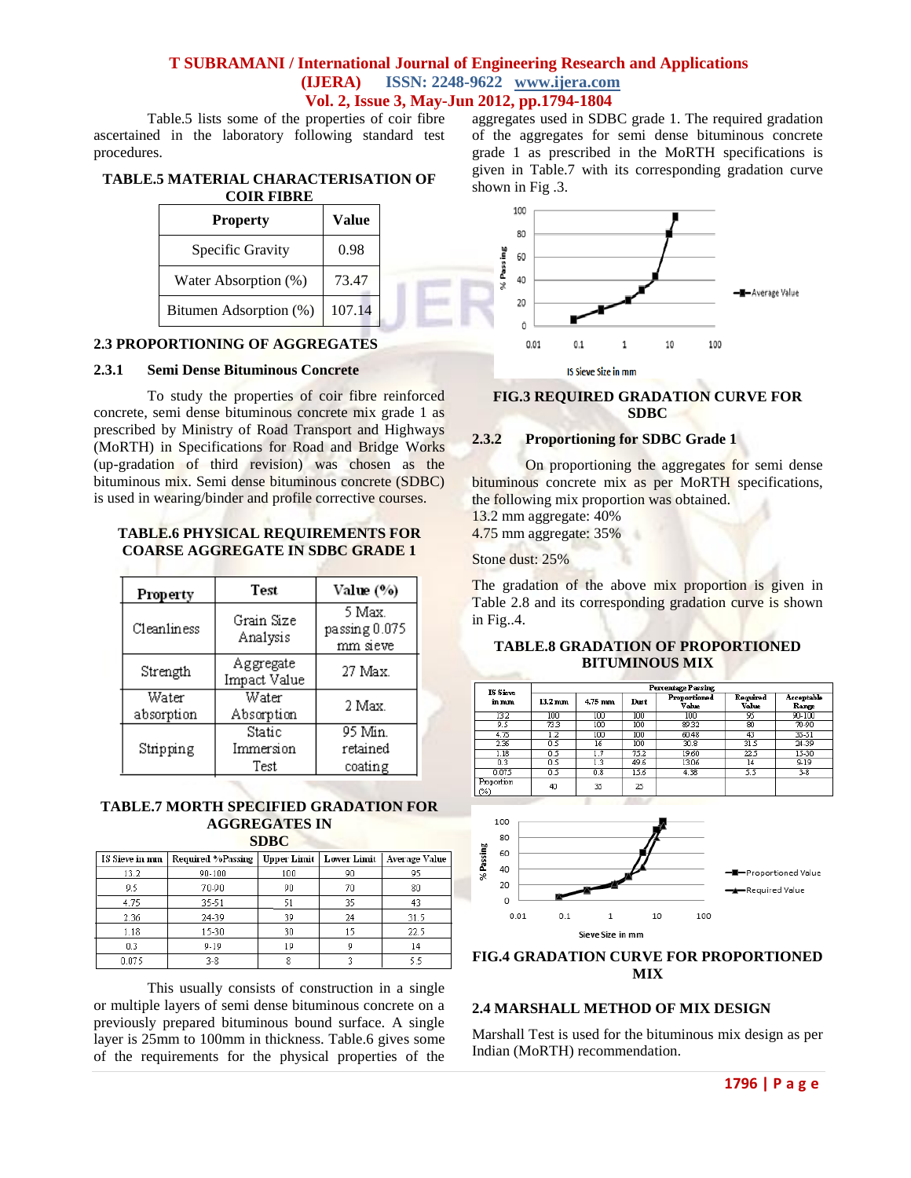Table.5 lists some of the properties of coir fibre ascertained in the laboratory following standard test procedures.

**TABLE.5 MATERIAL CHARACTERISATION OF COIR FIBRE**

| Property | Value |
|---|---|
| Specific Gravity | 0.98 |
| Water Absorption (%) | 73.47 |
| Bitumen Adsorption (%) | 107.14 |

## 2.3 PROPORTIONING OF AGGREGATES

### 2.3.1 Semi Dense Bituminous Concrete

To study the properties of coir fibre reinforced concrete, semi dense bituminous concrete mix grade 1 as prescribed by Ministry of Road Transport and Highways (MoRTH) in Specifications for Road and Bridge Works (up-gradation of third revision) was chosen as the bituminous mix. Semi dense bituminous concrete (SDBC) is used in wearing/binder and profile corrective courses.

**TABLE.6 PHYSICAL REQUIREMENTS FOR COARSE AGGREGATE IN SDBC GRADE 1**

| Property | Test | Value (%) |
|---|---|---|
| Cleanliness | Grain Size Analysis | 5 Max. passing 0.075 mm sieve |
| Strength | Aggregate Impact Value | 27 Max. |
| Water absorption | Water Absorption | 2 Max. |
| Stripping | Static Immersion Test | 95 Min. retained coating |

**TABLE.7 MORTH SPECIFIED GRADATION FOR AGGREGATES IN SDBC**

| IS Sieve in mm | Required %Passing | Upper Limit | Lower Limit | Average Value |
|---|---|---|---|---|
| 13.2 | 90-100 | 100 | 90 | 95 |
| 9.5 | 70-90 | 90 | 70 | 80 |
| 4.75 | 35-51 | 51 | 35 | 43 |
| 2.36 | 24-39 | 39 | 24 | 31.5 |
| 1.18 | 15-30 | 30 | 15 | 22.5 |
| 0.3 | 9-19 | 19 | 9 | 14 |
| 0.075 | 3-8 | 8 | 3 | 5.5 |

This usually consists of construction in a single or multiple layers of semi dense bituminous concrete on a previously prepared bituminous bound surface. A single layer is 25mm to 100mm in thickness. Table.6 gives some of the requirements for the physical properties of the aggregates used in SDBC grade 1. The required gradation of the aggregates for semi dense bituminous concrete grade 1 as prescribed in the MoRTH specifications is given in Table.7 with its corresponding gradation curve shown in Fig .3.

**FIG.3 REQUIRED GRADATION CURVE FOR SDBC**

### 2.3.2 Proportioning for SDBC Grade 1

On proportioning the aggregates for semi dense bituminous concrete mix as per MoRTH specifications, the following mix proportion was obtained.

13.2 mm aggregate: 40%

4.75 mm aggregate: 35%

Stone dust: 25%

The gradation of the above mix proportion is given in Table 2.8 and its corresponding gradation curve is shown in Fig..4.

**TABLE.8 GRADATION OF PROPORTIONED BITUMINOUS MIX**

| IS Sieve in mm | Percentage Passing | | | | | |
|---|---|---|---|---|---|---|
| | 13.2 mm | 4.75 mm | Dust | Proportioned Value | Required Value | Acceptable Range |
| 13.2 | 100 | 100 | 100 | 100 | 95 | 90-100 |
| 9.5 | 73.3 | 100 | 100 | 89.32 | 80 | 70-90 |
| 4.75 | 1.2 | 100 | 100 | 60.48 | 43 | 35-51 |
| 2.36 | 0.5 | 16 | 100 | 30.8 | 31.5 | 24-39 |
| 1.18 | 0.5 | 1.7 | 75.2 | 19.60 | 22.5 | 15-30 |
| 0.3 | 0.5 | 1.3 | 49.6 | 13.06 | 14 | 9-19 |
| 0.075 | 0.5 | 0.8 | 15.6 | 4.38 | 5.5 | 3-8 |
| Proportion (%) | 40 | 35 | 25 | | | |

**FIG.4 GRADATION CURVE FOR PROPORTIONED MIX**

## 2.4 MARSHALL METHOD OF MIX DESIGN

Marshall Test is used for the bituminous mix design as per Indian (MoRTH) recommendation.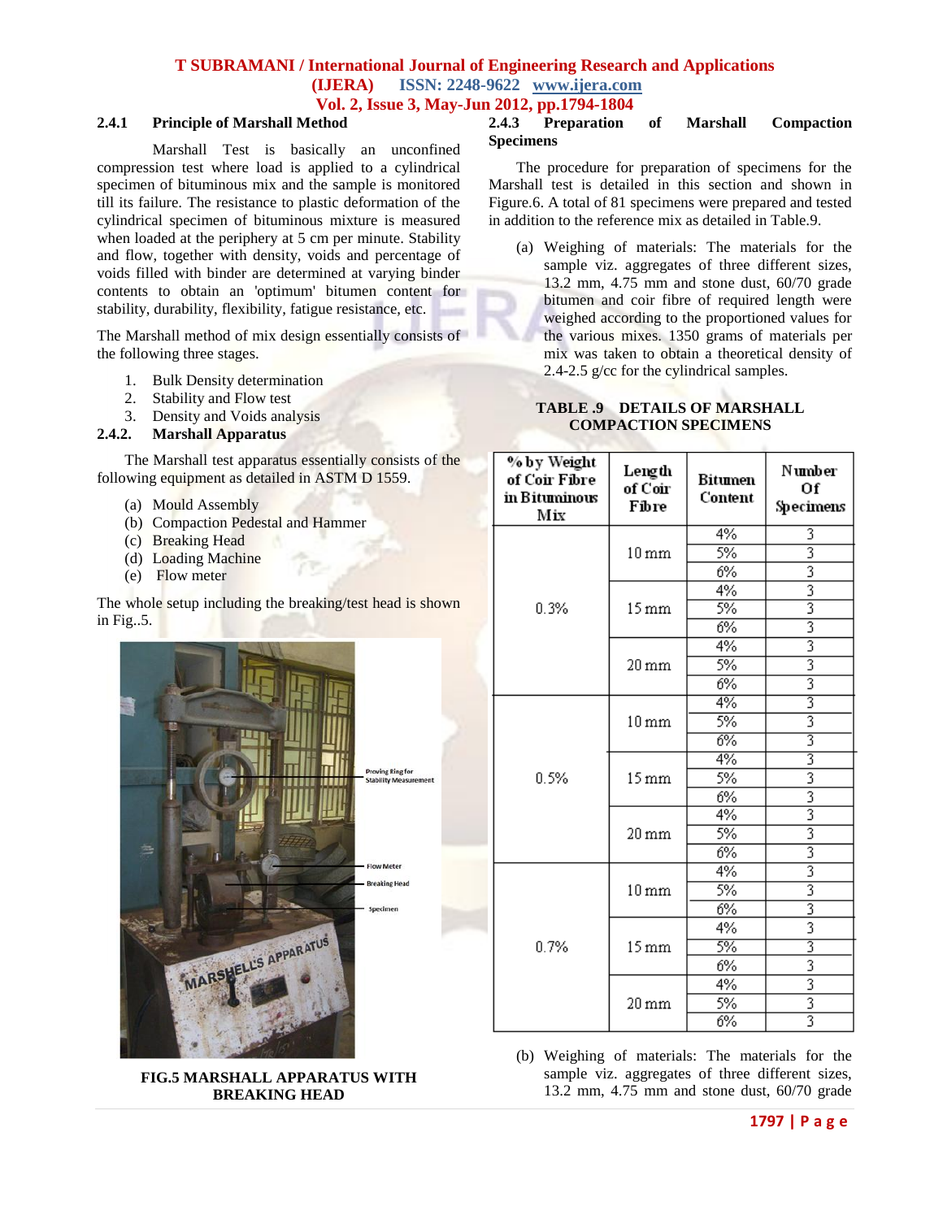### 2.4.1 Principle of Marshall Method

Marshall Test is basically an unconfined compression test where load is applied to a cylindrical specimen of bituminous mix and the sample is monitored till its failure. The resistance to plastic deformation of the cylindrical specimen of bituminous mixture is measured when loaded at the periphery at 5 cm per minute. Stability and flow, together with density, voids and percentage of voids filled with binder are determined at varying binder contents to obtain an 'optimum' bitumen content for stability, durability, flexibility, fatigue resistance, etc.

The Marshall method of mix design essentially consists of the following three stages.

1. Bulk Density determination
2. Stability and Flow test
3. Density and Voids analysis

### 2.4.2. Marshall Apparatus

The Marshall test apparatus essentially consists of the following equipment as detailed in ASTM D 1559.

(a) Mould Assembly
(b) Compaction Pedestal and Hammer
(c) Breaking Head
(d) Loading Machine
(e) Flow meter

The whole setup including the breaking/test head is shown in Fig..5.

Proving Ring for Stability Measurement

Flow Meter

Breaking Head

Specimen

MARSHELL'S APPARATUS

**FIG.5 MARSHALL APPARATUS WITH BREAKING HEAD**

### 2.4.3 Preparation of Marshall Compaction Specimens

The procedure for preparation of specimens for the Marshall test is detailed in this section and shown in Figure.6. A total of 81 specimens were prepared and tested in addition to the reference mix as detailed in Table.9.

(a) Weighing of materials: The materials for the sample viz. aggregates of three different sizes, 13.2 mm, 4.75 mm and stone dust, 60/70 grade bitumen and coir fibre of required length were weighed according to the proportioned values for the various mixes. 1350 grams of materials per mix was taken to obtain a theoretical density of 2.4-2.5 g/cc for the cylindrical samples.

**TABLE .9 DETAILS OF MARSHALL COMPACTION SPECIMENS**

| % by Weight of Coir Fibre in Bituminous Mix | Length of Coir Fibre | Bitumen Content | Number Of Specimens |
|---|---|---|---|
| 0.3% | 10 mm | 4% | 3 |
| | | 5% | 3 |
| | | 6% | 3 |
| | 15 mm | 4% | 3 |
| | | 5% | 3 |
| | | 6% | 3 |
| | 20 mm | 4% | 3 |
| | | 5% | 3 |
| | | 6% | 3 |
| 0.5% | 10 mm | 4% | 3 |
| | | 5% | 3 |
| | | 6% | 3 |
| | 15 mm | 4% | 3 |
| | | 5% | 3 |
| | | 6% | 3 |
| | 20 mm | 4% | 3 |
| | | 5% | 3 |
| | | 6% | 3 |
| 0.7% | 10 mm | 4% | 3 |
| | | 5% | 3 |
| | | 6% | 3 |
| | 15 mm | 4% | 3 |
| | | 5% | 3 |
| | | 6% | 3 |
| | 20 mm | 4% | 3 |
| | | 5% | 3 |
| | | 6% | 3 |

(b) Weighing of materials: The materials for the sample viz. aggregates of three different sizes, 13.2 mm, 4.75 mm and stone dust, 60/70 grade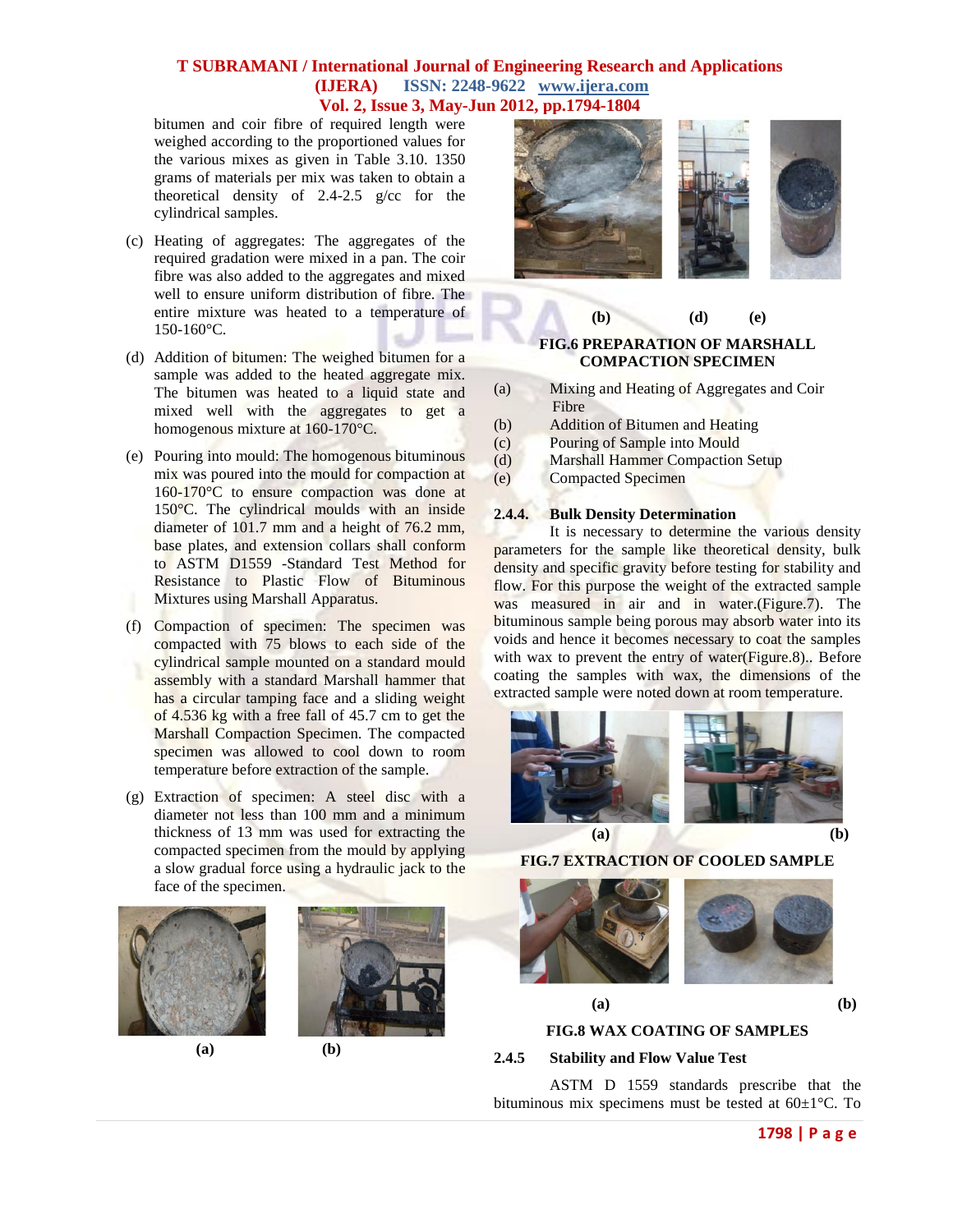bitumen and coir fibre of required length were weighed according to the proportioned values for the various mixes as given in Table 3.10. 1350 grams of materials per mix was taken to obtain a theoretical density of 2.4-2.5 g/cc for the cylindrical samples.

(c) Heating of aggregates: The aggregates of the required gradation were mixed in a pan. The coir fibre was also added to the aggregates and mixed well to ensure uniform distribution of fibre. The entire mixture was heated to a temperature of 150-160°C.

(d) Addition of bitumen: The weighed bitumen for a sample was added to the heated aggregate mix. The bitumen was heated to a liquid state and mixed well with the aggregates to get a homogenous mixture at 160-170°C.

(e) Pouring into mould: The homogenous bituminous mix was poured into the mould for compaction at 160-170°C to ensure compaction was done at 150°C. The cylindrical moulds with an inside diameter of 101.7 mm and a height of 76.2 mm, base plates, and extension collars shall conform to ASTM D1559 -Standard Test Method for Resistance to Plastic Flow of Bituminous Mixtures using Marshall Apparatus.

(f) Compaction of specimen: The specimen was compacted with 75 blows to each side of the cylindrical sample mounted on a standard mould assembly with a standard Marshall hammer that has a circular tamping face and a sliding weight of 4.536 kg with a free fall of 45.7 cm to get the Marshall Compaction Specimen. The compacted specimen was allowed to cool down to room temperature before extraction of the sample.

(g) Extraction of specimen: A steel disc with a diameter not less than 100 mm and a minimum thickness of 13 mm was used for extracting the compacted specimen from the mould by applying a slow gradual force using a hydraulic jack to the face of the specimen.

(a) (b)

(b) (d) (e)

**FIG.6 PREPARATION OF MARSHALL COMPACTION SPECIMEN**

(a) Mixing and Heating of Aggregates and Coir Fibre
(b) Addition of Bitumen and Heating
(c) Pouring of Sample into Mould
(d) Marshall Hammer Compaction Setup
(e) Compacted Specimen

### 2.4.4. Bulk Density Determination

It is necessary to determine the various density parameters for the sample like theoretical density, bulk density and specific gravity before testing for stability and flow. For this purpose the weight of the extracted sample was measured in air and in water.(Figure.7). The bituminous sample being porous may absorb water into its voids and hence it becomes necessary to coat the samples with wax to prevent the entry of water(Figure.8).. Before coating the samples with wax, the dimensions of the extracted sample were noted down at room temperature.

(a) (b)

**FIG.7 EXTRACTION OF COOLED SAMPLE**

(a) (b)

**FIG.8 WAX COATING OF SAMPLES**

### 2.4.5 Stability and Flow Value Test

ASTM D 1559 standards prescribe that the bituminous mix specimens must be tested at 60±1°C. To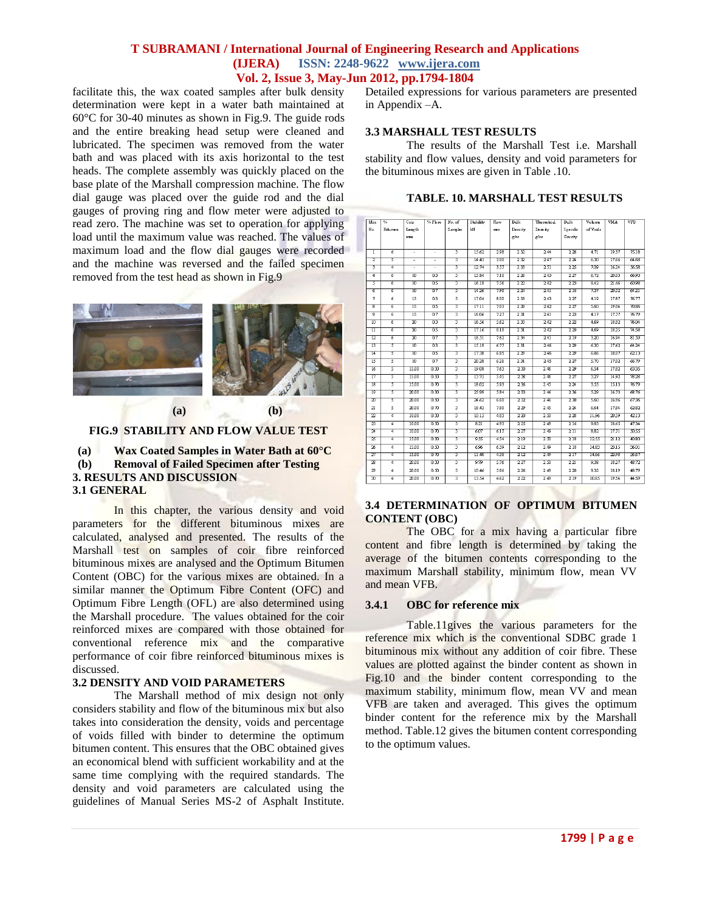facilitate this, the wax coated samples after bulk density determination were kept in a water bath maintained at 60°C for 30-40 minutes as shown in Fig.9. The guide rods and the entire breaking head setup were cleaned and lubricated. The specimen was removed from the water bath and was placed with its axis horizontal to the test heads. The complete assembly was quickly placed on the base plate of the Marshall compression machine. The flow dial gauge was placed over the guide rod and the dial gauges of proving ring and flow meter were adjusted to read zero. The machine was set to operation for applying load until the maximum value was reached. The values of maximum load and the flow dial gauges were recorded and the machine was reversed and the failed specimen removed from the test head as shown in Fig.9

(a) (b)

**FIG.9 STABILITY AND FLOW VALUE TEST**

**(a) Wax Coated Samples in Water Bath at 60°C**
**(b) Removal of Failed Specimen after Testing**

## 3. RESULTS AND DISCUSSION

### 3.1 GENERAL

In this chapter, the various density and void parameters for the different bituminous mixes are calculated, analysed and presented. The results of the Marshall test on samples of coir fibre reinforced bituminous mixes are analysed and the Optimum Bitumen Content (OBC) for the various mixes are obtained. In a similar manner the Optimum Fibre Content (OFC) and Optimum Fibre Length (OFL) are also determined using the Marshall procedure. The values obtained for the coir reinforced mixes are compared with those obtained for conventional reference mix and the comparative performance of coir fibre reinforced bituminous mixes is discussed.

### 3.2 DENSITY AND VOID PARAMETERS

The Marshall method of mix design not only considers stability and flow of the bituminous mix but also takes into consideration the density, voids and percentage of voids filled with binder to determine the optimum bitumen content. This ensures that the OBC obtained gives an economical blend with sufficient workability and at the same time complying with the required standards. The density and void parameters are calculated using the guidelines of Manual Series MS-2 of Asphalt Institute. Detailed expressions for various parameters are presented in Appendix –A.

### 3.3 MARSHALL TEST RESULTS

The results of the Marshall Test i.e. Marshall stability and flow values, density and void parameters for the bituminous mixes are given in Table .10.

**TABLE. 10. MARSHALL TEST RESULTS**

| Mix No. | % Bitumen | Coir Length mm | % Fibre | No. of Sample | Stability kN | Flow mm | Bulk Density g/cc | Theoretical Density g/cc | Bulk Specific Gravity | Volume of Voids | VMA | VFB |
|---|---|---|---|---|---|---|---|---|---|---|---|---|
| 1 | 6 | - | - | 3 | 15.62 | 2.98 | 2.32 | 2.44 | 2.28 | 4.71 | 19.37 | 75.18 |
| 2 | 5 | - | - | 3 | 14.45 | 3.00 | 2.32 | 2.47 | 2.26 | 6.30 | 17.66 | 64.68 |
| 3 | 4 | - | - | 3 | 12.74 | 3.57 | 2.33 | 2.51 | 2.25 | 7.09 | 16.24 | 58.58 |
| 4 | 6 | 10 | 0.3 | 3 | 15.84 | 7.10 | 2.26 | 2.43 | 2.27 | 6.72 | 20.03 | 66.93 |
| 5 | 6 | 10 | 0.5 | 3 | 16.18 | 7.56 | 2.22 | 2.42 | 2.23 | 8.42 | 21.46 | 60.98 |
| 6 | 6 | 10 | 0.7 | 3 | 14.26 | 7.90 | 2.24 | 2.41 | 2.16 | 7.37 | 20.22 | 64.21 |
| 7 | 6 | 15 | 0.3 | 3 | 17.04 | 8.00 | 2.33 | 2.43 | 2.27 | 4.19 | 17.87 | 76.77 |
| 8 | 6 | 15 | 0.5 | 3 | 17.11 | 7.03 | 2.28 | 2.42 | 2.27 | 5.60 | 19.04 | 70.86 |
| 9 | 6 | 15 | 0.7 | 3 | 16.06 | 7.27 | 2.31 | 2.41 | 2.23 | 4.17 | 17.77 | 76.79 |
| 10 | 6 | 20 | 0.3 | 3 | 16.54 | 5.62 | 2.33 | 2.42 | 2.22 | 4.69 | 18.82 | 96.04 |
| 11 | 6 | 20 | 0.5 | 3 | 17.16 | 8.18 | 2.31 | 2.42 | 2.20 | 4.69 | 18.25 | 94.58 |
| 12 | 6 | 20 | 0.7 | 3 | 16.51 | 7.62 | 2.34 | 2.41 | 2.19 | 3.20 | 16.94 | 81.37 |
| 13 | 5 | 10 | 0.3 | 3 | 15.19 | 6.77 | 2.31 | 2.46 | 2.29 | 6.30 | 17.62 | 64.24 |
| 14 | 5 | 10 | 0.5 | 3 | 17.38 | 6.85 | 2.29 | 2.46 | 2.29 | 6.86 | 18.07 | 62.13 |
| 15 | 5 | 10 | 0.7 | 3 | 20.28 | 6.21 | 2.31 | 2.45 | 2.27 | 5.70 | 17.02 | 66.79 |
| 16 | 5 | 15.00 | 0.30 | 3 | 19.08 | 7.63 | 2.30 | 2.46 | 2.29 | 6.54 | 17.82 | 63.35 |
| 17 | 5 | 15.00 | 0.50 | 3 | 13.73 | 5.45 | 2.38 | 2.46 | 2.27 | 3.27 | 14.92 | 78.28 |
| 18 | 5 | 15.00 | 0.70 | 3 | 18.02 | 5.93 | 2.36 | 2.45 | 2.26 | 3.55 | 15.13 | 76.79 |
| 19 | 5 | 20.00 | 0.30 | 3 | 25.96 | 5.84 | 2.33 | 2.46 | 2.36 | 5.29 | 16.73 | 68.78 |
| 20 | 5 | 20.00 | 0.50 | 3 | 24.62 | 6.60 | 2.32 | 2.46 | 2.30 | 5.60 | 16.96 | 67.36 |
| 21 | 5 | 20.00 | 0.70 | 3 | 18.42 | 7.80 | 2.29 | 2.45 | 2.26 | 6.64 | 17.84 | 62.82 |
| 22 | 4 | 10.00 | 0.30 | 3 | 10.13 | 4.83 | 2.20 | 2.50 | 2.28 | 11.96 | 20.39 | 42.13 |
| 23 | 4 | 10.00 | 0.50 | 3 | 8.21 | 4.93 | 2.25 | 2.49 | 2.16 | 9.83 | 18.65 | 47.34 |
| 24 | 4 | 10.00 | 0.70 | 3 | 6.07 | 6.17 | 2.27 | 2.49 | 2.11 | 8.82 | 17.71 | 50.55 |
| 25 | 4 | 15.00 | 0.30 | 3 | 9.55 | 4.54 | 2.19 | 2.50 | 2.18 | 12.53 | 21.12 | 40.80 |
| 26 | 4 | 15.00 | 0.50 | 3 | 6.96 | 6.39 | 2.12 | 2.49 | 2.18 | 14.83 | 23.15 | 36.01 |
| 27 | 4 | 15.00 | 0.70 | 3 | 11.40 | 4.38 | 2.12 | 2.49 | 2.17 | 14.66 | 22.98 | 26.67 |
| 28 | 4 | 20.00 | 0.30 | 3 | 9.79 | 5.76 | 2.27 | 2.50 | 2.21 | 9.38 | 18.27 | 48.72 |
| 29 | 4 | 20.00 | 0.50 | 3 | 10.46 | 5.86 | 2.26 | 2.49 | 2.20 | 9.32 | 18.19 | 48.79 |
| 30 | 4 | 20.00 | 0.70 | 3 | 13.54 | 4.62 | 2.22 | 2.49 | 2.19 | 10.85 | 19.54 | 44.59 |

### 3.4 DETERMINATION OF OPTIMUM BITUMEN CONTENT (OBC)

The OBC for a mix having a particular fibre content and fibre length is determined by taking the average of the bitumen contents corresponding to the maximum Marshall stability, minimum flow, mean VV and mean VFB.

#### 3.4.1 OBC for reference mix

Table.11gives the various parameters for the reference mix which is the conventional SDBC grade 1 bituminous mix without any addition of coir fibre. These values are plotted against the binder content as shown in Fig.10 and the binder content corresponding to the maximum stability, minimum flow, mean VV and mean VFB are taken and averaged. This gives the optimum binder content for the reference mix by the Marshall method. Table.12 gives the bitumen content corresponding to the optimum values.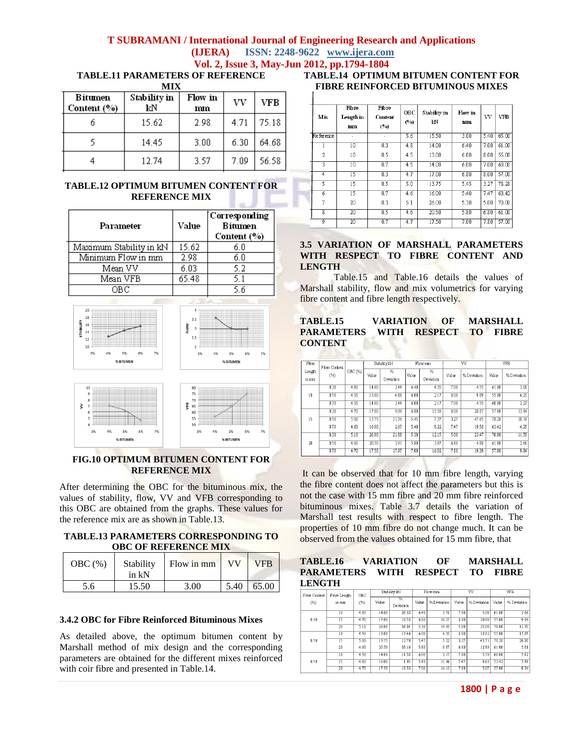**TABLE.11 PARAMETERS OF REFERENCE MIX**

| Bitumen Content (%) | Stability in kN | Flow in mm | VV | VFB |
|---|---|---|---|---|
| 6 | 15.62 | 2.98 | 4.71 | 75.18 |
| 5 | 14.45 | 3.00 | 6.30 | 64.68 |
| 4 | 12.74 | 3.57 | 7.09 | 56.58 |

**TABLE.12 OPTIMUM BITUMEN CONTENT FOR REFERENCE MIX**

| Parameter | Value | Corresponding Bitumen Content (%) |
|---|---|---|
| Maximum Stability in kN | 15.62 | 6.0 |
| Minimum Flow in mm | 2.98 | 6.0 |
| Mean VV | 6.03 | 5.2 |
| Mean VFB | 65.48 | 5.1 |
| OBC | | 5.6 |

**FIG.10 OPTIMUM BITUMEN CONTENT FOR REFERENCE MIX**

After determining the OBC for the bituminous mix, the values of stability, flow, VV and VFB corresponding to this OBC are obtained from the graphs. These values for the reference mix are as shown in Table.13.

**TABLE.13 PARAMETERS CORRESPONDING TO OBC OF REFERENCE MIX**

| OBC (%) | Stability in kN | Flow in mm | VV | VFB |
|---|---|---|---|---|
| 5.6 | 15.50 | 3.00 | 5.40 | 65.00 |

### 3.4.2 OBC for Fibre Reinforced Bituminous Mixes

As detailed above, the optimum bitumen content by Marshall method of mix design and the corresponding parameters are obtained for the different mixes reinforced with coir fibre and presented in Table.14.

**TABLE.14 OPTIMUM BITUMEN CONTENT FOR FIBRE REINFORCED BITUMINOUS MIXES**

| Mix | Fibre Length in mm | Fibre Content (%) | OBC (%) | Stability in kN | Flow in mm | VV | VFB |
|---|---|---|---|---|---|---|---|
| Reference | - | - | 5.6 | 15.50 | 3.00 | 5.40 | 65.00 |
| 1 | 10 | 0.3 | 4.8 | 14.00 | 6.40 | 7.00 | 61.00 |
| 2 | 10 | 0.5 | 4.5 | 13.00 | 6.00 | 8.00 | 55.00 |
| 3 | 10 | 0.7 | 4.5 | 14.00 | 6.00 | 7.00 | 60.00 |
| 4 | 15 | 0.3 | 4.7 | 17.00 | 6.80 | 8.00 | 57.00 |
| 5 | 15 | 0.5 | 5.0 | 13.75 | 5.45 | 3.27 | 78.28 |
| 6 | 15 | 0.7 | 4.6 | 16.00 | 5.40 | 7.47 | 63.42 |
| 7 | 20 | 0.3 | 5.1 | 26.00 | 5.30 | 5.00 | 70.00 |
| 8 | 20 | 0.5 | 4.6 | 20.50 | 5.80 | 6.80 | 61.00 |
| 9 | 20 | 0.7 | 4.7 | 17.50 | 7.00 | 7.80 | 57.00 |

### 3.5 VARIATION OF MARSHALL PARAMETERS WITH RESPECT TO FIBRE CONTENT AND LENGTH

Table.15 and Table.16 details the values of Marshall stability, flow and mix volumetrics for varying fibre content and fibre length respectively.

**TABLE.15 VARIATION OF MARSHALL PARAMETERS WITH RESPECT TO FIBRE CONTENT**

| Fibre Length in mm | Fibre Content (%) | OBC (%) | Stability kN | | Flow mm | | VV | | VFB | |
|---|---|---|---|---|---|---|---|---|---|---|
| | | | Value | % Deviation | Value | % Deviation | Value | % Deviation | Value | % Deviation |
| 10 | 0.30 | 4.80 | 14.00 | 2.44 | 6.40 | 4.35 | 7.00 | 4.55 | 61.00 | 3.98 |
| | 0.50 | 4.50 | 13.00 | 4.88 | 6.00 | 2.17 | 8.00 | 9.09 | 55.00 | 6.25 |
| | 0.70 | 4.50 | 14.00 | 2.44 | 6.00 | 2.17 | 7.00 | 4.55 | 60.00 | 2.27 |
| 15 | 0.30 | 4.70 | 17.00 | 9.09 | 6.80 | 15.58 | 8.00 | 28.07 | 57.00 | 13.94 |
| | 0.50 | 5.00 | 13.75 | 11.76 | 5.45 | 7.37 | 3.27 | 47.65 | 78.28 | 18.19 |
| | 0.70 | 4.60 | 16.00 | 2.67 | 5.40 | 8.22 | 7.47 | 19.58 | 63.42 | 4.25 |
| 20 | 0.30 | 5.10 | 26.00 | 21.88 | 5.30 | 12.15 | 5.00 | 23.47 | 70.00 | 11.70 |
| | 0.50 | 4.60 | 20.50 | 3.91 | 5.80 | 3.87 | 6.80 | 4.08 | 61.00 | 2.66 |
| | 0.70 | 4.70 | 17.50 | 17.97 | 7.00 | 16.02 | 7.80 | 19.39 | 57.00 | 9.04 |

It can be observed that for 10 mm fibre length, varying the fibre content does not affect the parameters but this is not the case with 15 mm fibre and 20 mm fibre reinforced bituminous mixes. Table 3.7 details the variation of Marshall test results with respect to fibre length. The properties of 10 mm fibre do not change much. It can be observed from the values obtained for 15 mm fibre, that

**TABLE.16 VARIATION OF MARSHALL PARAMETERS WITH RESPECT TO FIBRE LENGTH**

| Fibre Content (%) | Fibre Length in mm | OBC (%) | Stability kN | | Flow mm | | VV | | VFB | |
|---|---|---|---|---|---|---|---|---|---|---|
| | | | Value | % Deviation | Value | % Deviation | Value | % Deviation | Value | % Deviation |
| 0.30 | 10 | 4.80 | 14.00 | 26.32 | 6.40 | 3.78 | 7.00 | 5.00 | 61.00 | 2.66 |
| | 15 | 4.70 | 17.00 | 10.53 | 6.80 | 10.27 | 8.00 | 20.00 | 57.00 | 9.04 |
| | 20 | 5.10 | 26.00 | 36.84 | 5.30 | 14.05 | 5.00 | 25.00 | 70.00 | 11.70 |
| 0.50 | 10 | 4.50 | 13.00 | 17.46 | 6.00 | 4.35 | 8.00 | 32.82 | 55.00 | 15.07 |
| | 15 | 5.00 | 13.75 | 12.70 | 5.45 | 5.22 | 3.27 | 45.71 | 78.28 | 20.88 |
| | 20 | 4.60 | 20.50 | 30.16 | 5.80 | 0.87 | 6.80 | 12.80 | 61.00 | 5.81 |
| 0.70 | 10 | 4.50 | 14.00 | 11.58 | 6.00 | 2.17 | 7.00 | 5.70 | 60.00 | 5.62 |
| | 15 | 4.60 | 16.00 | 1.05 | 5.40 | 11.96 | 7.47 | 0.63 | 63.42 | 5.96 |
| | 20 | 4.70 | 17.50 | 10.53 | 7.00 | 14.13 | 7.80 | 5.07 | 57.00 | 0.34 |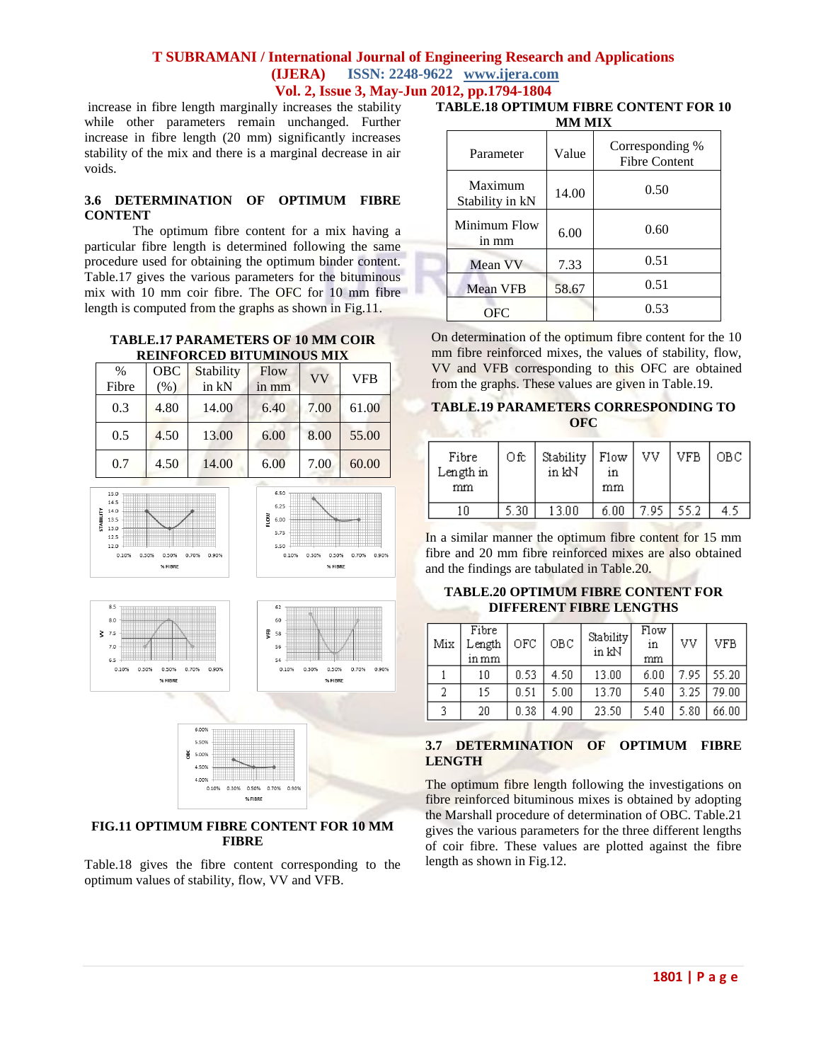increase in fibre length marginally increases the stability while other parameters remain unchanged. Further increase in fibre length (20 mm) significantly increases stability of the mix and there is a marginal decrease in air voids.

### 3.6 DETERMINATION OF OPTIMUM FIBRE CONTENT

The optimum fibre content for a mix having a particular fibre length is determined following the same procedure used for obtaining the optimum binder content. Table.17 gives the various parameters for the bituminous mix with 10 mm coir fibre. The OFC for 10 mm fibre length is computed from the graphs as shown in Fig.11.

**TABLE.17 PARAMETERS OF 10 MM COIR REINFORCED BITUMINOUS MIX**

| % Fibre | OBC (%) | Stability in kN | Flow in mm | VV | VFB |
|---|---|---|---|---|---|
| 0.3 | 4.80 | 14.00 | 6.40 | 7.00 | 61.00 |
| 0.5 | 4.50 | 13.00 | 6.00 | 8.00 | 55.00 |
| 0.7 | 4.50 | 14.00 | 6.00 | 7.00 | 60.00 |

**FIG.11 OPTIMUM FIBRE CONTENT FOR 10 MM FIBRE**

Table.18 gives the fibre content corresponding to the optimum values of stability, flow, VV and VFB.

**TABLE.18 OPTIMUM FIBRE CONTENT FOR 10 MM MIX**

| Parameter | Value | Corresponding % Fibre Content |
|---|---|---|
| Maximum Stability in kN | 14.00 | 0.50 |
| Minimum Flow in mm | 6.00 | 0.60 |
| Mean VV | 7.33 | 0.51 |
| Mean VFB | 58.67 | 0.51 |
| OFC | | 0.53 |

On determination of the optimum fibre content for the 10 mm fibre reinforced mixes, the values of stability, flow, VV and VFB corresponding to this OFC are obtained from the graphs. These values are given in Table.19.

**TABLE.19 PARAMETERS CORRESPONDING TO OFC**

| Fibre Length in mm | Ofc | Stability in kN | Flow in mm | VV | VFB | OBC |
|---|---|---|---|---|---|---|
| 10 | 5.30 | 13.00 | 6.00 | 7.95 | 55.2 | 4.5 |

In a similar manner the optimum fibre content for 15 mm fibre and 20 mm fibre reinforced mixes are also obtained and the findings are tabulated in Table.20.

**TABLE.20 OPTIMUM FIBRE CONTENT FOR DIFFERENT FIBRE LENGTHS**

| Mix | Fibre Length in mm | OFC | OBC | Stability in kN | Flow in mm | VV | VFB |
|---|---|---|---|---|---|---|---|
| 1 | 10 | 0.53 | 4.50 | 13.00 | 6.00 | 7.95 | 55.20 |
| 2 | 15 | 0.51 | 5.00 | 13.70 | 5.40 | 3.25 | 79.00 |
| 3 | 20 | 0.38 | 4.90 | 23.50 | 5.40 | 5.80 | 66.00 |

### 3.7 DETERMINATION OF OPTIMUM FIBRE LENGTH

The optimum fibre length following the investigations on fibre reinforced bituminous mixes is obtained by adopting the Marshall procedure of determination of OBC. Table.21 gives the various parameters for the three different lengths of coir fibre. These values are plotted against the fibre length as shown in Fig.12.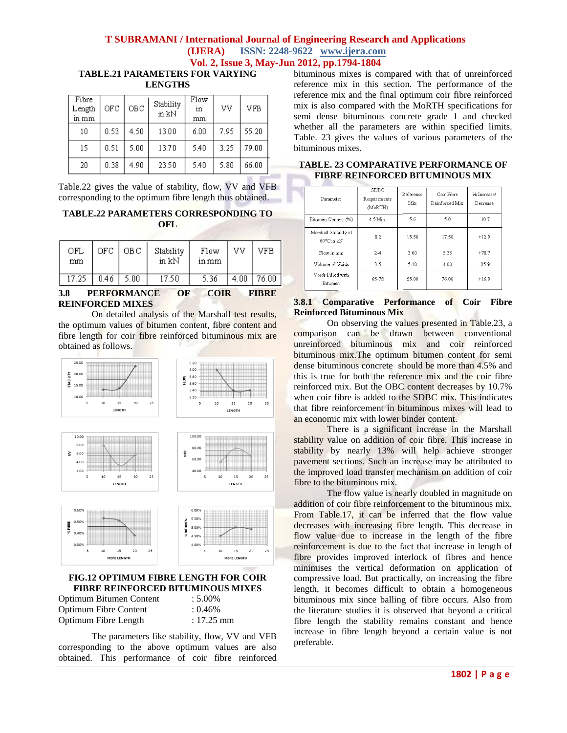**TABLE.21 PARAMETERS FOR VARYING LENGTHS**

| Fibre Length in mm | OFC | OBC | Stability in kN | Flow in mm | VV | VFB |
|---|---|---|---|---|---|---|
| 10 | 0.53 | 4.50 | 13.00 | 6.00 | 7.95 | 55.20 |
| 15 | 0.51 | 5.00 | 13.70 | 5.40 | 3.25 | 79.00 |
| 20 | 0.38 | 4.90 | 23.50 | 5.40 | 5.80 | 66.00 |

Table.22 gives the value of stability, flow, VV and VFB corresponding to the optimum fibre length thus obtained.

**TABLE.22 PARAMETERS CORRESPONDING TO OFL**

| OFL mm | OFC | OBC | Stability in kN | Flow in mm | VV | VFB |
|---|---|---|---|---|---|---|
| 17.25 | 0.46 | 5.00 | 17.50 | 5.36 | 4.00 | 76.00 |

### 3.8 PERFORMANCE OF COIR FIBRE REINFORCED MIXES

On detailed analysis of the Marshall test results, the optimum values of bitumen content, fibre content and fibre length for coir fibre reinforced bituminous mix are obtained as follows.

**FIG.12 OPTIMUM FIBRE LENGTH FOR COIR FIBRE REINFORCED BITUMINOUS MIXES**

Optimum Bitumen Content : 5.00%
Optimum Fibre Content : 0.46%
Optimum Fibre Length : 17.25 mm

The parameters like stability, flow, VV and VFB corresponding to the above optimum values are also obtained. This performance of coir fibre reinforced bituminous mixes is compared with that of unreinforced reference mix in this section. The performance of the reference mix and the final optimum coir fibre reinforced mix is also compared with the MoRTH specifications for semi dense bituminous concrete grade 1 and checked whether all the parameters are within specified limits. Table. 23 gives the values of various parameters of the bituminous mixes.

**TABLE. 23 COMPARATIVE PERFORMANCE OF FIBRE REINFORCED BITUMINOUS MIX**

| Parameter | SDBC Requirements (MoRTH) | Reference Mix | Coir Fibre Reinforced Mix | % Increase/ Decrease |
|---|---|---|---|---|
| Bitumen Content (%) | 4.5 Min | 5.6 | 5.0 | -10.7 |
| Marshall Stability at 60°C in kN | 8.2 | 15.50 | 17.50 | +12.9 |
| Flow in mm | 2-4 | 3.00 | 5.36 | +78.7 |
| Volume of Voids | 3-5 | 5.40 | 4.00 | -25.9 |
| Voids Filled with Bitumen | 65-78 | 65.00 | 76.00 | +16.9 |

#### 3.8.1 Comparative Performance of Coir Fibre Reinforced Bituminous Mix

On observing the values presented in Table.23, a comparison can be drawn between conventional unreinforced bituminous mix and coir reinforced bituminous mix.The optimum bitumen content for semi dense bituminous concrete should be more than 4.5% and this is true for both the reference mix and the coir fibre reinforced mix. But the OBC content decreases by 10.7% when coir fibre is added to the SDBC mix. This indicates that fibre reinforcement in bituminous mixes will lead to an economic mix with lower binder content.

There is a significant increase in the Marshall stability value on addition of coir fibre. This increase in stability by nearly 13% will help achieve stronger pavement sections. Such an increase may be attributed to the improved load transfer mechanism on addition of coir fibre to the bituminous mix.

The flow value is nearly doubled in magnitude on addition of coir fibre reinforcement to the bituminous mix. From Table.17, it can be inferred that the flow value decreases with increasing fibre length. This decrease in flow value due to increase in the length of the fibre reinforcement is due to the fact that increase in length of fibre provides improved interlock of fibres and hence minimises the vertical deformation on application of compressive load. But practically, on increasing the fibre length, it becomes difficult to obtain a homogeneous bituminous mix since balling of fibre occurs. Also from the literature studies it is observed that beyond a critical fibre length the stability remains constant and hence increase in fibre length beyond a certain value is not preferable.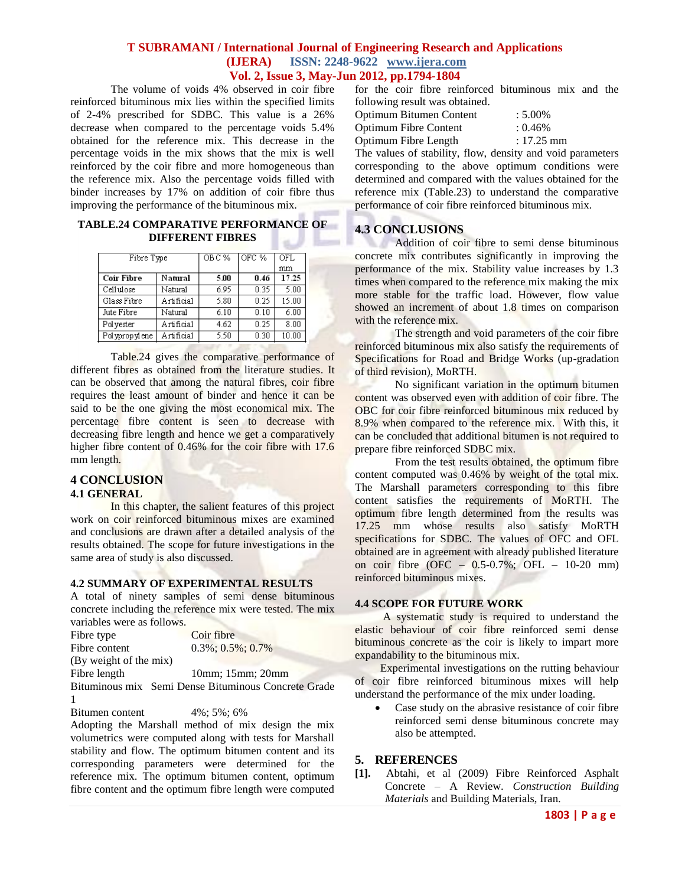The volume of voids 4% observed in coir fibre reinforced bituminous mix lies within the specified limits of 2-4% prescribed for SDBC. This value is a 26% decrease when compared to the percentage voids 5.4% obtained for the reference mix. This decrease in the percentage voids in the mix shows that the mix is well reinforced by the coir fibre and more homogeneous than the reference mix. Also the percentage voids filled with binder increases by 17% on addition of coir fibre thus improving the performance of the bituminous mix.

**TABLE.24 COMPARATIVE PERFORMANCE OF DIFFERENT FIBRES**

| Fibre Type | | OBC % | OFC % | OFL mm |
|---|---|---|---|---|
| **Coir Fibre** | **Natural** | **5.00** | **0.46** | **17.25** |
| Cellulose | Natural | 6.95 | 0.35 | 5.00 |
| Glass Fibre | Artificial | 5.80 | 0.25 | 15.00 |
| Jute Fibre | Natural | 6.10 | 0.10 | 6.00 |
| Polyester | Artificial | 4.62 | 0.25 | 8.00 |
| Polypropylene | Artificial | 5.50 | 0.30 | 10.00 |

Table.24 gives the comparative performance of different fibres as obtained from the literature studies. It can be observed that among the natural fibres, coir fibre requires the least amount of binder and hence it can be said to be the one giving the most economical mix. The percentage fibre content is seen to decrease with decreasing fibre length and hence we get a comparatively higher fibre content of 0.46% for the coir fibre with 17.6 mm length.

# 4 CONCLUSION

## 4.1 GENERAL

In this chapter, the salient features of this project work on coir reinforced bituminous mixes are examined and conclusions are drawn after a detailed analysis of the results obtained. The scope for future investigations in the same area of study is also discussed.

## 4.2 SUMMARY OF EXPERIMENTAL RESULTS

A total of ninety samples of semi dense bituminous concrete including the reference mix were tested. The mix variables were as follows.

Fibre type — Coir fibre
Fibre content (By weight of the mix) — 0.3%; 0.5%; 0.7%
Fibre length — 10mm; 15mm; 20mm
Bituminous mix — Semi Dense Bituminous Concrete Grade 1
Bitumen content — 4%; 5%; 6%

Adopting the Marshall method of mix design the mix volumetrics were computed along with tests for Marshall stability and flow. The optimum bitumen content and its corresponding parameters were determined for the reference mix. The optimum bitumen content, optimum fibre content and the optimum fibre length were computed for the coir fibre reinforced bituminous mix and the following result was obtained.

Optimum Bitumen Content : 5.00%
Optimum Fibre Content : 0.46%
Optimum Fibre Length : 17.25 mm

The values of stability, flow, density and void parameters corresponding to the above optimum conditions were determined and compared with the values obtained for the reference mix (Table.23) to understand the comparative performance of coir fibre reinforced bituminous mix.

## 4.3 CONCLUSIONS

Addition of coir fibre to semi dense bituminous concrete mix contributes significantly in improving the performance of the mix. Stability value increases by 1.3 times when compared to the reference mix making the mix more stable for the traffic load. However, flow value showed an increment of about 1.8 times on comparison with the reference mix.

The strength and void parameters of the coir fibre reinforced bituminous mix also satisfy the requirements of Specifications for Road and Bridge Works (up-gradation of third revision), MoRTH.

No significant variation in the optimum bitumen content was observed even with addition of coir fibre. The OBC for coir fibre reinforced bituminous mix reduced by 8.9% when compared to the reference mix. With this, it can be concluded that additional bitumen is not required to prepare fibre reinforced SDBC mix.

From the test results obtained, the optimum fibre content computed was 0.46% by weight of the total mix. The Marshall parameters corresponding to this fibre content satisfies the requirements of MoRTH. The optimum fibre length determined from the results was 17.25 mm whose results also satisfy MoRTH specifications for SDBC. The values of OFC and OFL obtained are in agreement with already published literature on coir fibre (OFC – 0.5-0.7%; OFL – 10-20 mm) reinforced bituminous mixes.

## 4.4 SCOPE FOR FUTURE WORK

A systematic study is required to understand the elastic behaviour of coir fibre reinforced semi dense bituminous concrete as the coir is likely to impart more expandability to the bituminous mix.

Experimental investigations on the rutting behaviour of coir fibre reinforced bituminous mixes will help understand the performance of the mix under loading.

- Case study on the abrasive resistance of coir fibre reinforced semi dense bituminous concrete may also be attempted.

# 5. REFERENCES

**[1].** Abtahi, et al (2009) Fibre Reinforced Asphalt Concrete – A Review. *Construction Building Materials* and Building Materials, Iran.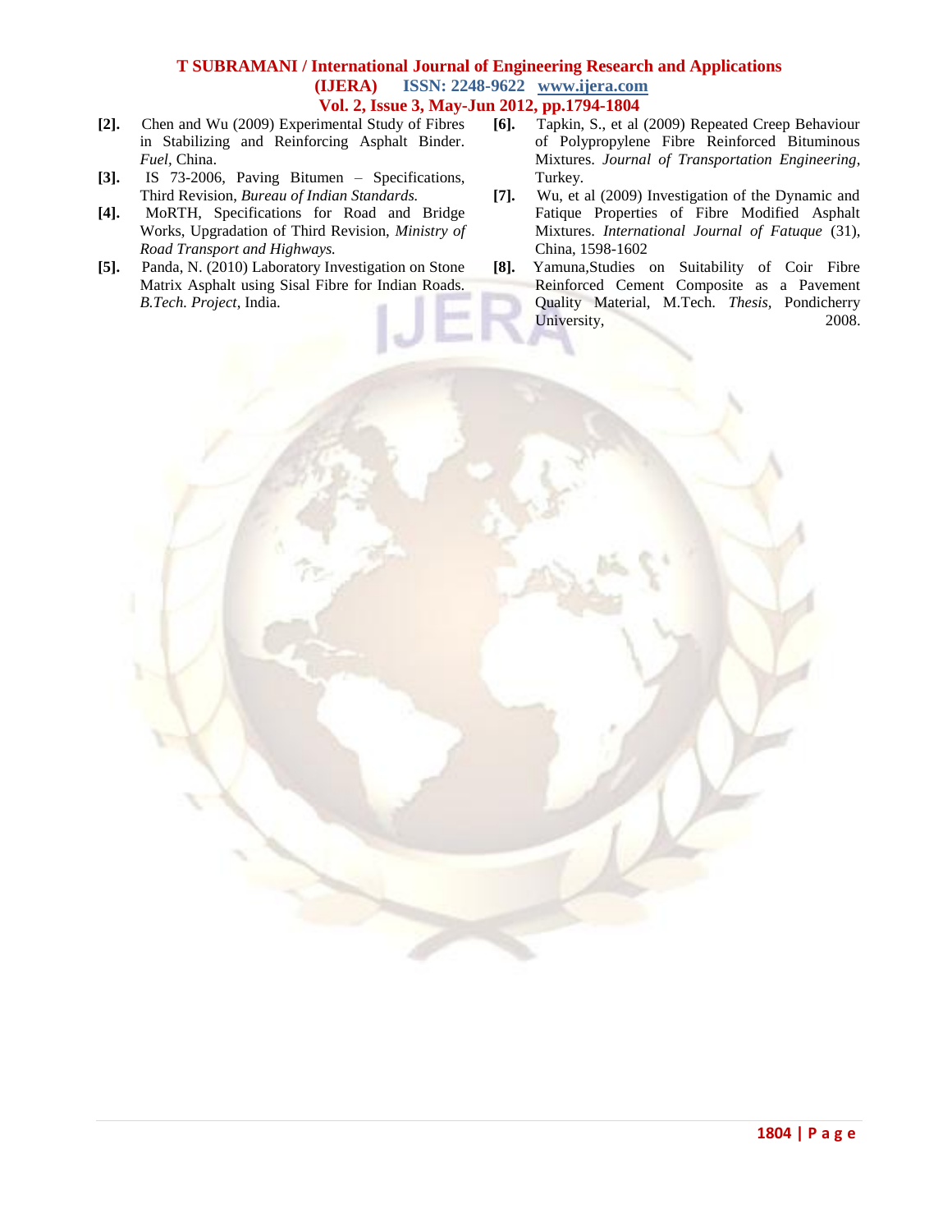**[2].** Chen and Wu (2009) Experimental Study of Fibres in Stabilizing and Reinforcing Asphalt Binder. *Fuel*, China.

**[3].** IS 73-2006, Paving Bitumen – Specifications, Third Revision, *Bureau of Indian Standards.*

**[4].** MoRTH, Specifications for Road and Bridge Works, Upgradation of Third Revision, *Ministry of Road Transport and Highways.*

**[5].** Panda, N. (2010) Laboratory Investigation on Stone Matrix Asphalt using Sisal Fibre for Indian Roads. *B.Tech. Project*, India.

**[6].** Tapkin, S., et al (2009) Repeated Creep Behaviour of Polypropylene Fibre Reinforced Bituminous Mixtures. *Journal of Transportation Engineering*, Turkey.

**[7].** Wu, et al (2009) Investigation of the Dynamic and Fatique Properties of Fibre Modified Asphalt Mixtures. *International Journal of Fatuque* (31), China, 1598-1602

**[8].** Yamuna,Studies on Suitability of Coir Fibre Reinforced Cement Composite as a Pavement Quality Material, M.Tech. *Thesis*, Pondicherry University, 2008.